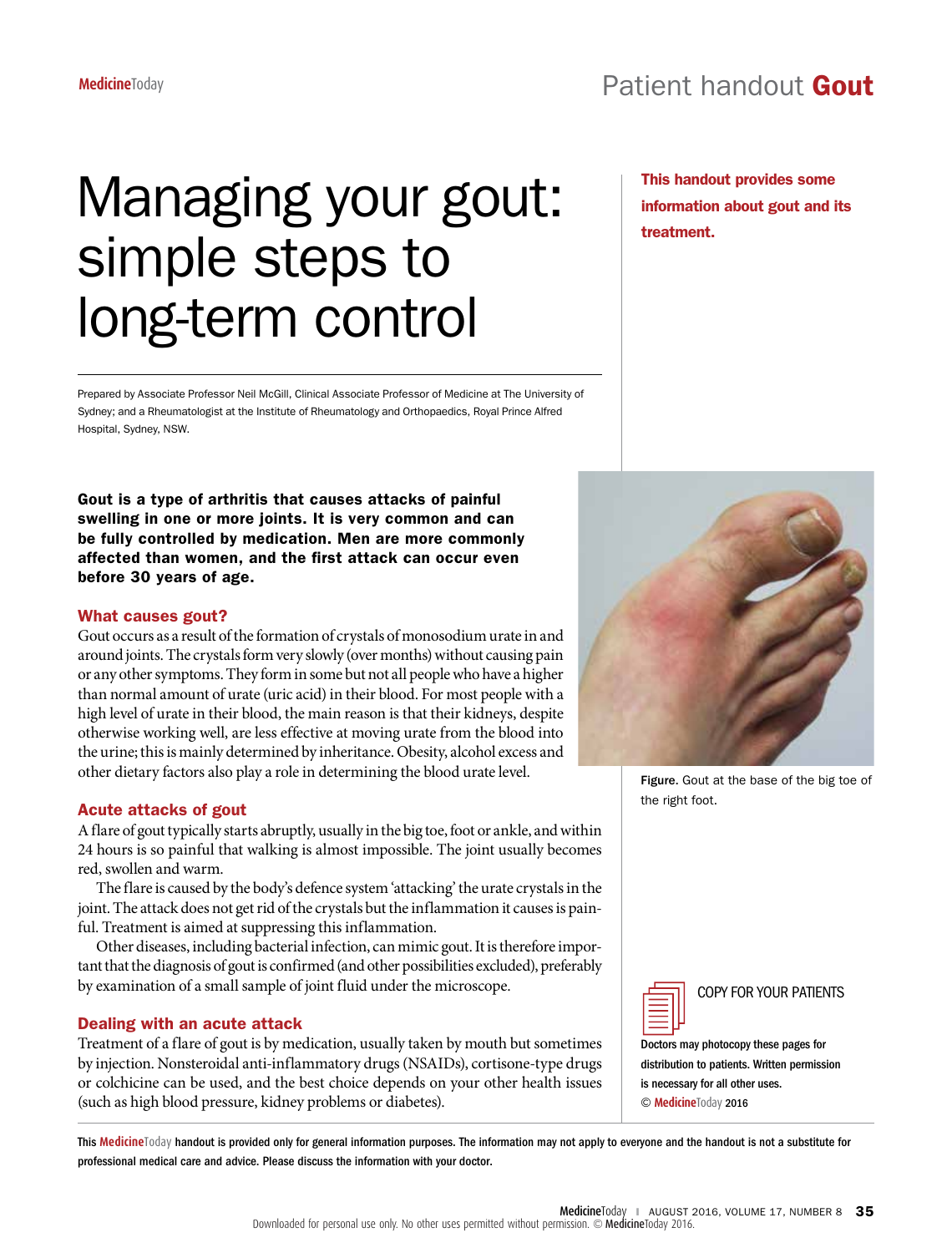# Managing your gout: simple steps to long-term control

Prepared by Associate Professor Neil McGill, Clinical Associate Professor of Medicine at The University of Sydney; and a Rheumatologist at the Institute of Rheumatology and Orthopaedics, Royal Prince Alfred Hospital, Sydney, NSW.

**This handout provides some information about gout and its treatment.**

**Gout is a type of arthritis that causes attacks of painful swelling in one or more joints. It is very common and can be fully controlled by medication. Men are more commonly affected than women, and the first attack can occur even before 30 years of age.**

## What causes gout?

Gout occurs as a result of the formation of crystals of monosodium urate in and around joints. The crystals form very slowly (over months) without causing pain or any other symptoms. They form in some but not all people who have a higher than normal amount of urate (uric acid) in their blood. For most people with a high level of urate in their blood, the main reason is that their kidneys, despite otherwise working well, are less effective at moving urate from the blood into the urine; this is mainly determined by inheritance. Obesity, alcohol excess and other dietary factors also play a role in determining the blood urate level.

**Figure.** Gout at the base of the big toe of the right foot.

## Acute attacks of gout

A flare of gout typically starts abruptly, usually in the big toe, foot or ankle, and within 24 hours is so painful that walking is almost impossible. The joint usually becomes red, swollen and warm.

The flare is caused by the body's defence system 'attacking' the urate crystals in the joint. The attack does not get rid of the crystals but the inflammation it causes is painful. Treatment is aimed at suppressing this inflammation.

Other diseases, including bacterial infection, can mimic gout. It is therefore important that the diagnosis of gout is confirmed (and other possibilities excluded), preferably by examination of a small sample of joint fluid under the microscope.

## Dealing with an acute attack

Treatment of a flare of gout is by medication, usually taken by mouth but sometimes by injection. Nonsteroidal anti-inflammatory drugs (NSAIDs), cortisone-type drugs or colchicine can be used, and the best choice depends on your other health issues (such as high blood pressure, kidney problems or diabetes).

COPY FOR YOUR PATIENTS

Doctors may photocopy these pages for distribution to patients. Written permission is necessary for all other uses.
© MedicineToday 2016

This MedicineToday handout is provided only for general information purposes. The information may not apply to everyone and the handout is not a substitute for professional medical care and advice. Please discuss the information with your doctor.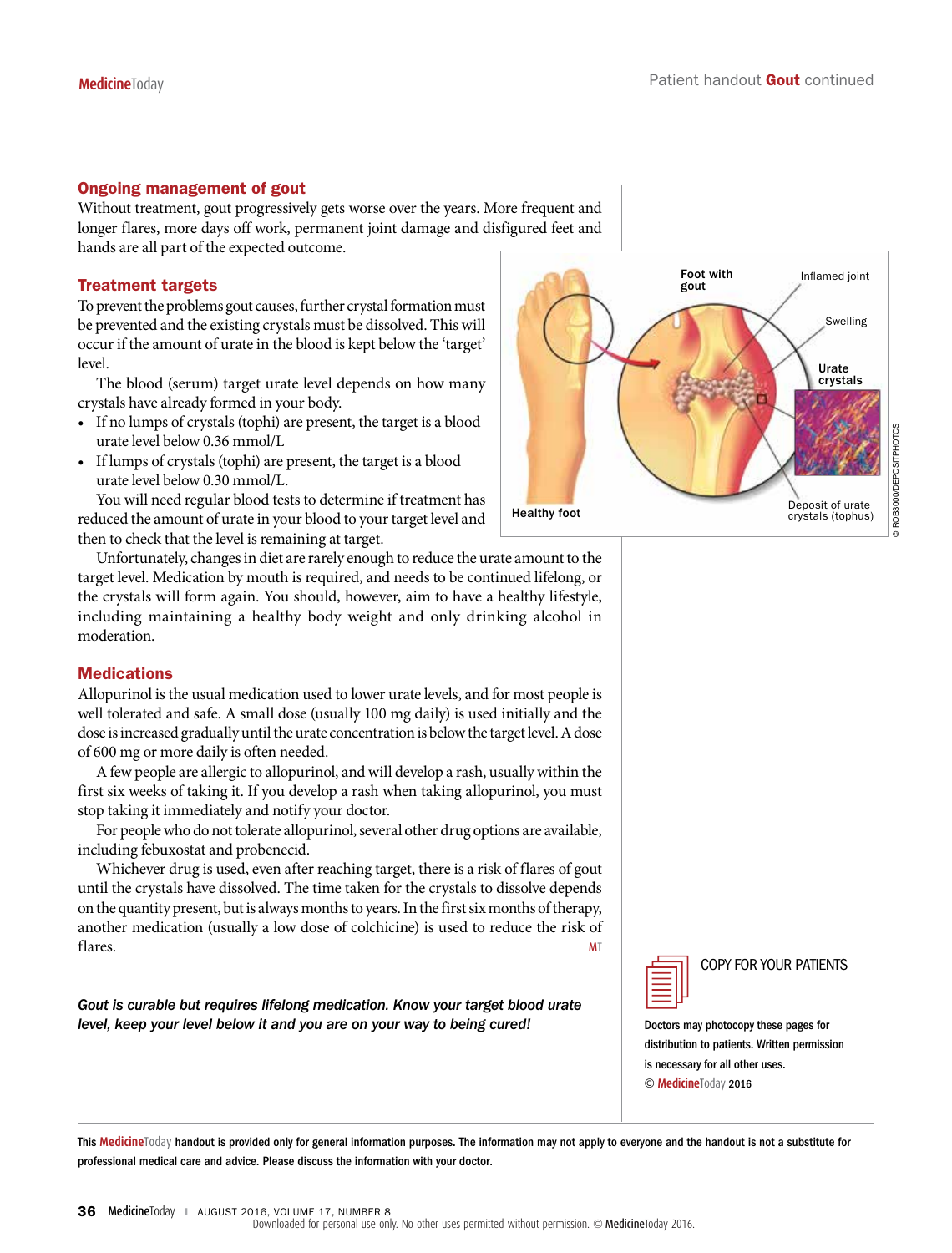## Ongoing management of gout

Without treatment, gout progressively gets worse over the years. More frequent and longer flares, more days off work, permanent joint damage and disfigured feet and hands are all part of the expected outcome.

## Treatment targets

To prevent the problems gout causes, further crystal formation must be prevented and the existing crystals must be dissolved. This will occur if the amount of urate in the blood is kept below the 'target' level.

The blood (serum) target urate level depends on how many crystals have already formed in your body.

- If no lumps of crystals (tophi) are present, the target is a blood urate level below 0.36 mmol/L
- If lumps of crystals (tophi) are present, the target is a blood urate level below 0.30 mmol/L.

You will need regular blood tests to determine if treatment has reduced the amount of urate in your blood to your target level and then to check that the level is remaining at target.

Unfortunately, changes in diet are rarely enough to reduce the urate amount to the target level. Medication by mouth is required, and needs to be continued lifelong, or the crystals will form again. You should, however, aim to have a healthy lifestyle, including maintaining a healthy body weight and only drinking alcohol in moderation.

Healthy foot

Foot with gout

Inflamed joint

Swelling

Urate crystals

Deposit of urate crystals (tophus)

© ROB3000/DEPOSITPHOTOS

## Medications

Allopurinol is the usual medication used to lower urate levels, and for most people is well tolerated and safe. A small dose (usually 100 mg daily) is used initially and the dose is increased gradually until the urate concentration is below the target level. A dose of 600 mg or more daily is often needed.

A few people are allergic to allopurinol, and will develop a rash, usually within the first six weeks of taking it. If you develop a rash when taking allopurinol, you must stop taking it immediately and notify your doctor.

For people who do not tolerate allopurinol, several other drug options are available, including febuxostat and probenecid.

Whichever drug is used, even after reaching target, there is a risk of flares of gout until the crystals have dissolved. The time taken for the crystals to dissolve depends on the quantity present, but is always months to years. In the first six months of therapy, another medication (usually a low dose of colchicine) is used to reduce the risk of flares. MT

***Gout is curable but requires lifelong medication. Know your target blood urate level, keep your level below it and you are on your way to being cured!***

COPY FOR YOUR PATIENTS

Doctors may photocopy these pages for distribution to patients. Written permission is necessary for all other uses.
© MedicineToday 2016

This MedicineToday handout is provided only for general information purposes. The information may not apply to everyone and the handout is not a substitute for professional medical care and advice. Please discuss the information with your doctor.